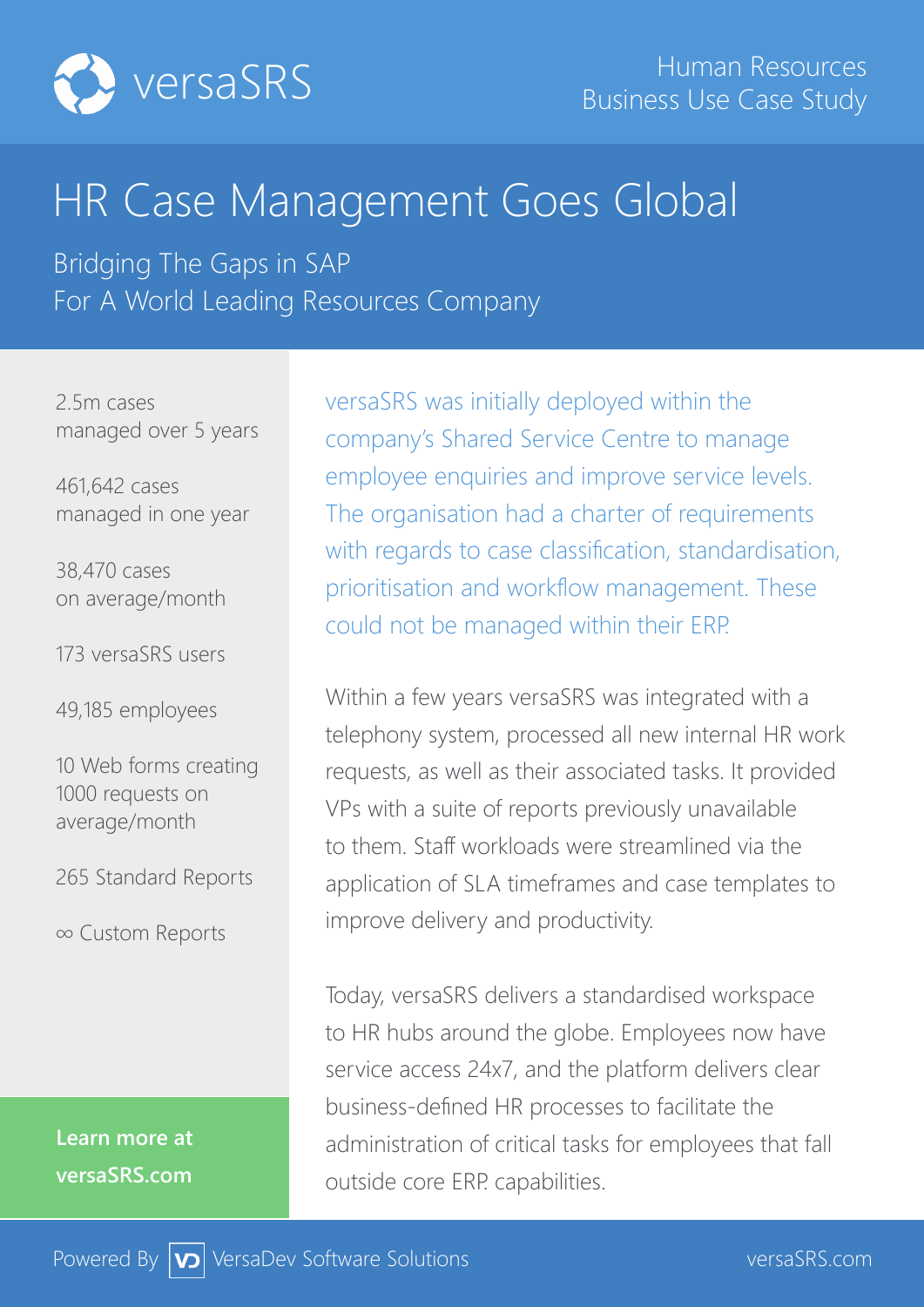versaSRS

Human Resources
Business Use Case Study

# HR Case Management Goes Global

## Bridging The Gaps in SAP For A World Leading Resources Company

2.5m cases managed over 5 years

461,642 cases managed in one year

38,470 cases on average/month

173 versaSRS users

49,185 employees

10 Web forms creating 1000 requests on average/month

265 Standard Reports

∞ Custom Reports

**Learn more at versaSRS.com**

versaSRS was initially deployed within the company's Shared Service Centre to manage employee enquiries and improve service levels. The organisation had a charter of requirements with regards to case classification, standardisation, prioritisation and workflow management. These could not be managed within their ERP.

Within a few years versaSRS was integrated with a telephony system, processed all new internal HR work requests, as well as their associated tasks. It provided VPs with a suite of reports previously unavailable to them. Staff workloads were streamlined via the application of SLA timeframes and case templates to improve delivery and productivity.

Today, versaSRS delivers a standardised workspace to HR hubs around the globe. Employees now have service access 24x7, and the platform delivers clear business-defined HR processes to facilitate the administration of critical tasks for employees that fall outside core ERP capabilities.

Powered By VersaDev Software Solutions versaSRS.com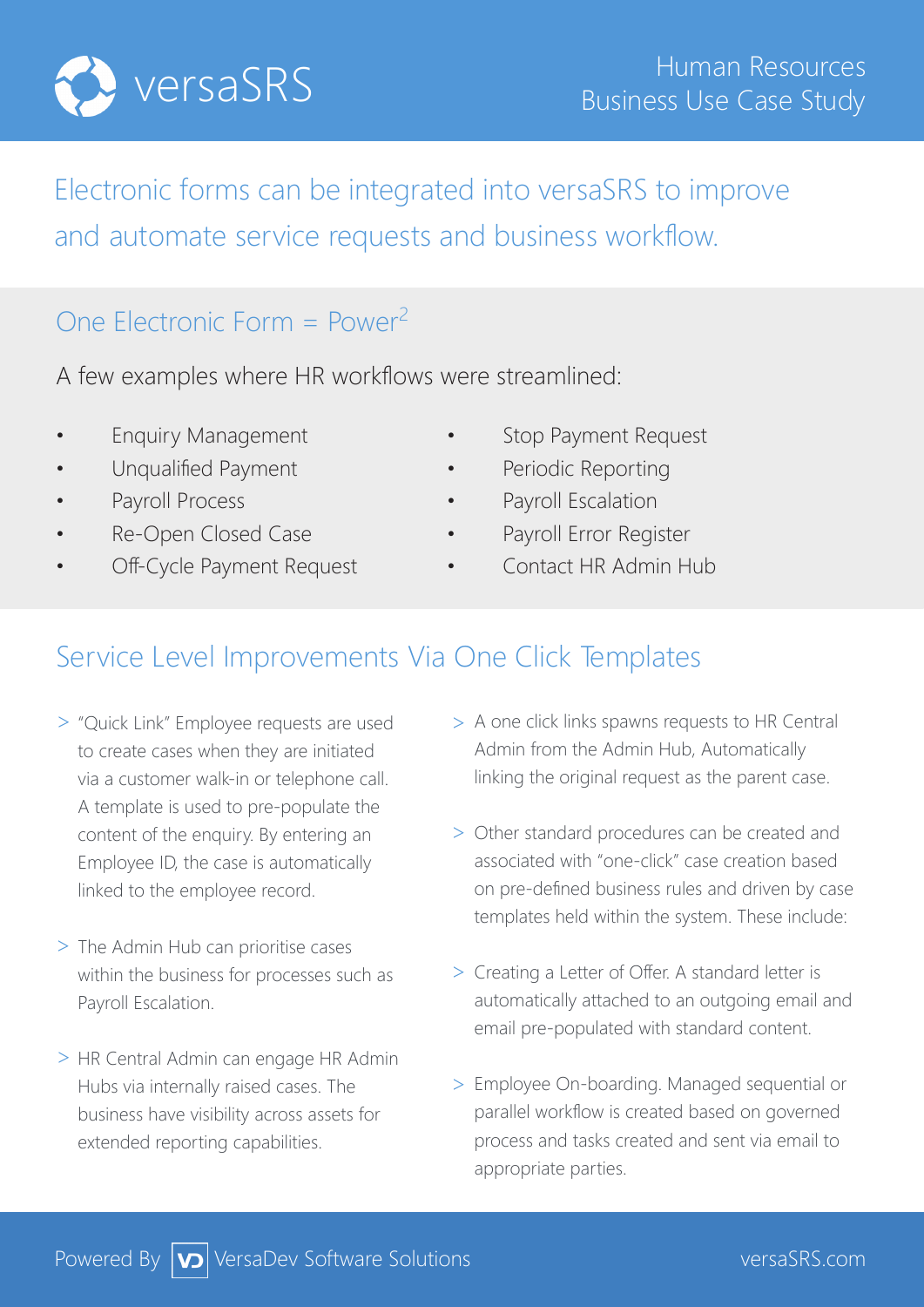# versaSRS

Human Resources
Business Use Case Study

Electronic forms can be integrated into versaSRS to improve and automate service requests and business workflow.

## One Electronic Form = Power$^2$

A few examples where HR workflows were streamlined:

- Enquiry Management
- Unqualified Payment
- Payroll Process
- Re-Open Closed Case
- Off-Cycle Payment Request
- Stop Payment Request
- Periodic Reporting
- Payroll Escalation
- Payroll Error Register
- Contact HR Admin Hub

## Service Level Improvements Via One Click Templates

> "Quick Link" Employee requests are used to create cases when they are initiated via a customer walk-in or telephone call. A template is used to pre-populate the content of the enquiry. By entering an Employee ID, the case is automatically linked to the employee record.

> The Admin Hub can prioritise cases within the business for processes such as Payroll Escalation.

> HR Central Admin can engage HR Admin Hubs via internally raised cases. The business have visibility across assets for extended reporting capabilities.

> A one click links spawns requests to HR Central Admin from the Admin Hub, Automatically linking the original request as the parent case.

> Other standard procedures can be created and associated with "one-click" case creation based on pre-defined business rules and driven by case templates held within the system. These include:

> Creating a Letter of Offer. A standard letter is automatically attached to an outgoing email and email pre-populated with standard content.

> Employee On-boarding. Managed sequential or parallel workflow is created based on governed process and tasks created and sent via email to appropriate parties.

Powered By VersaDev Software Solutions versaSRS.com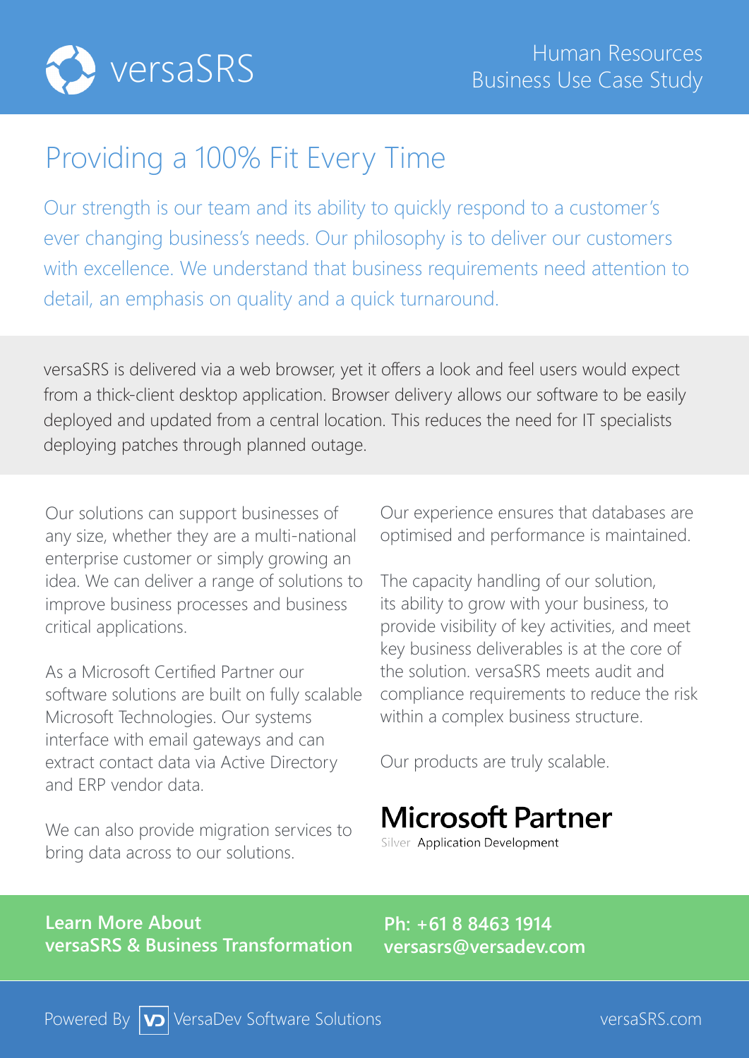versaSRS

Human Resources
Business Use Case Study

# Providing a 100% Fit Every Time

Our strength is our team and its ability to quickly respond to a customer's ever changing business's needs. Our philosophy is to deliver our customers with excellence. We understand that business requirements need attention to detail, an emphasis on quality and a quick turnaround.

versaSRS is delivered via a web browser, yet it offers a look and feel users would expect from a thick-client desktop application. Browser delivery allows our software to be easily deployed and updated from a central location. This reduces the need for IT specialists deploying patches through planned outage.

Our solutions can support businesses of any size, whether they are a multi-national enterprise customer or simply growing an idea. We can deliver a range of solutions to improve business processes and business critical applications.

As a Microsoft Certified Partner our software solutions are built on fully scalable Microsoft Technologies. Our systems interface with email gateways and can extract contact data via Active Directory and ERP vendor data.

We can also provide migration services to bring data across to our solutions.

Our experience ensures that databases are optimised and performance is maintained.

The capacity handling of our solution, its ability to grow with your business, to provide visibility of key activities, and meet key business deliverables is at the core of the solution. versaSRS meets audit and compliance requirements to reduce the risk within a complex business structure.

Our products are truly scalable.

**Microsoft Partner**
Silver Application Development

**Learn More About**
**versaSRS & Business Transformation**

**Ph: +61 8 8463 1914**
**versasrs@versadev.com**

Powered By VersaDev Software Solutions

versaSRS.com